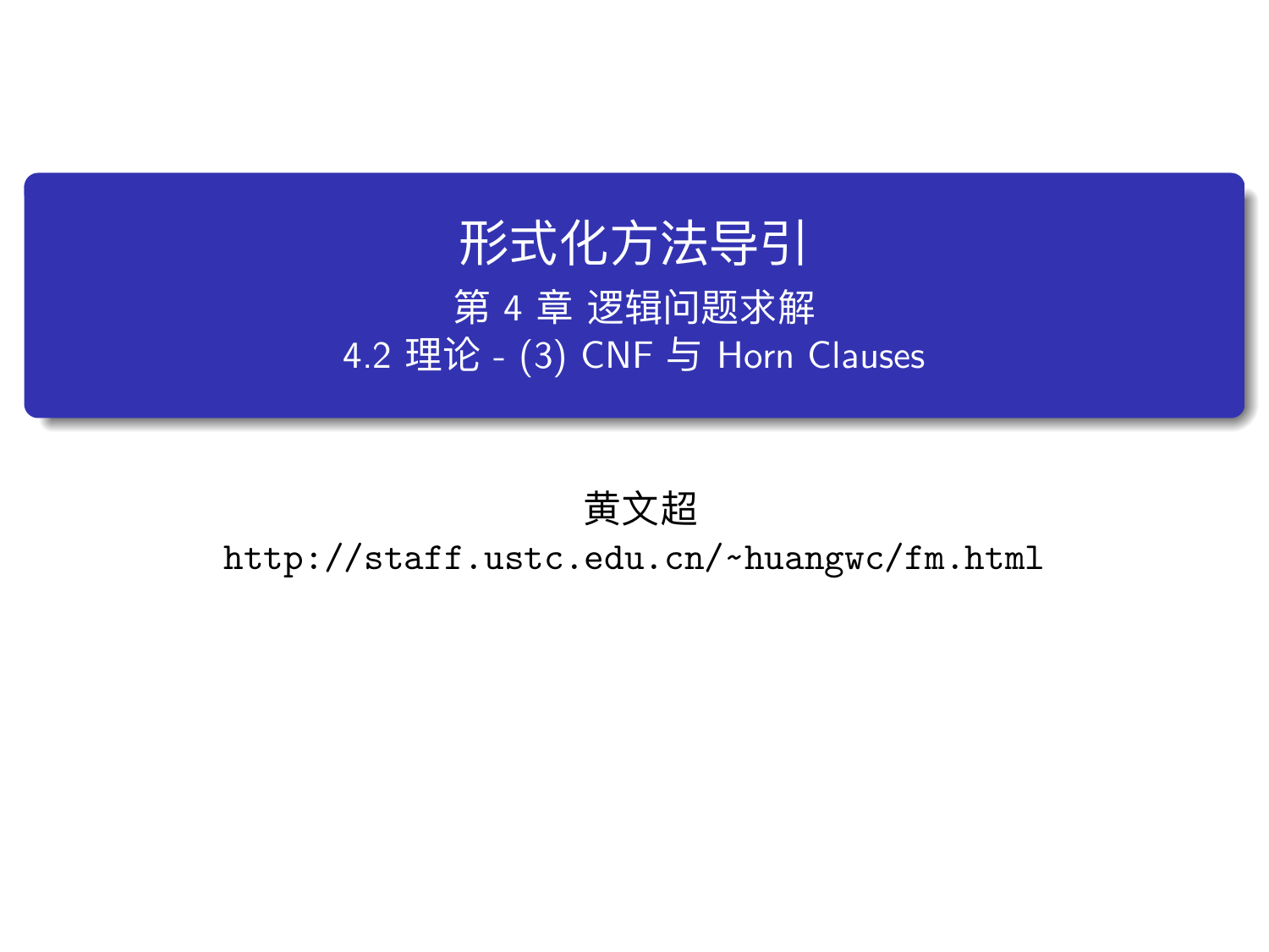# 形式化方法导引

## 第 4 章 逻辑问题求解

## 4.2 理论 - (3) CNF 与 Horn Clauses

黄文超

http://staff.ustc.edu.cn/~huangwc/fm.html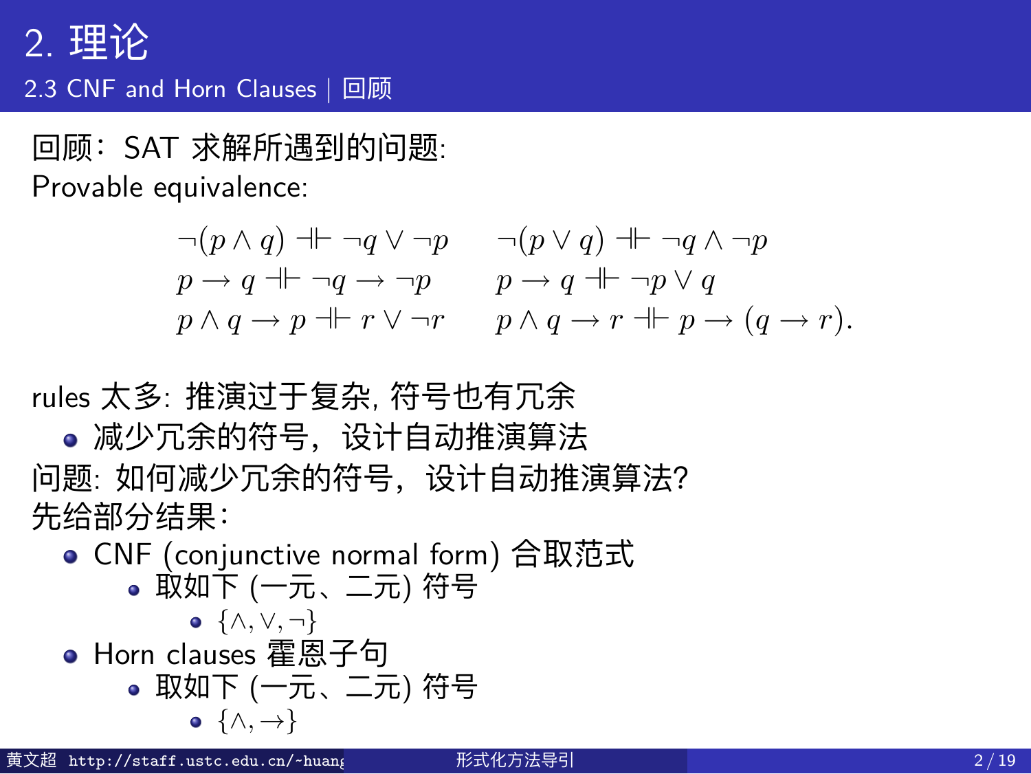# 2. 理论

## 2.3 CNF and Horn Clauses | 回顾

回顾：SAT 求解所遇到的问题:

Provable equivalence:

$$
\begin{array}{ll}
\neg(p \wedge q) \dashv\vdash \neg q \vee \neg p & \neg(p \vee q) \dashv\vdash \neg q \wedge \neg p \\
p \rightarrow q \dashv\vdash \neg q \rightarrow \neg p & p \rightarrow q \dashv\vdash \neg p \vee q \\
p \wedge q \rightarrow p \dashv\vdash r \vee \neg r & p \wedge q \rightarrow r \dashv\vdash p \rightarrow (q \rightarrow r).
\end{array}
$$

rules 太多: 推演过于复杂, 符号也有冗余

- 减少冗余的符号，设计自动推演算法

问题: 如何减少冗余的符号，设计自动推演算法?

先给部分结果:

- CNF (conjunctive normal form) 合取范式
  - 取如下 (一元、二元) 符号
    - $\{\wedge, \vee, \neg\}$
- Horn clauses 霍恩子句
  - 取如下 (一元、二元) 符号
    - $\{\wedge, \rightarrow\}$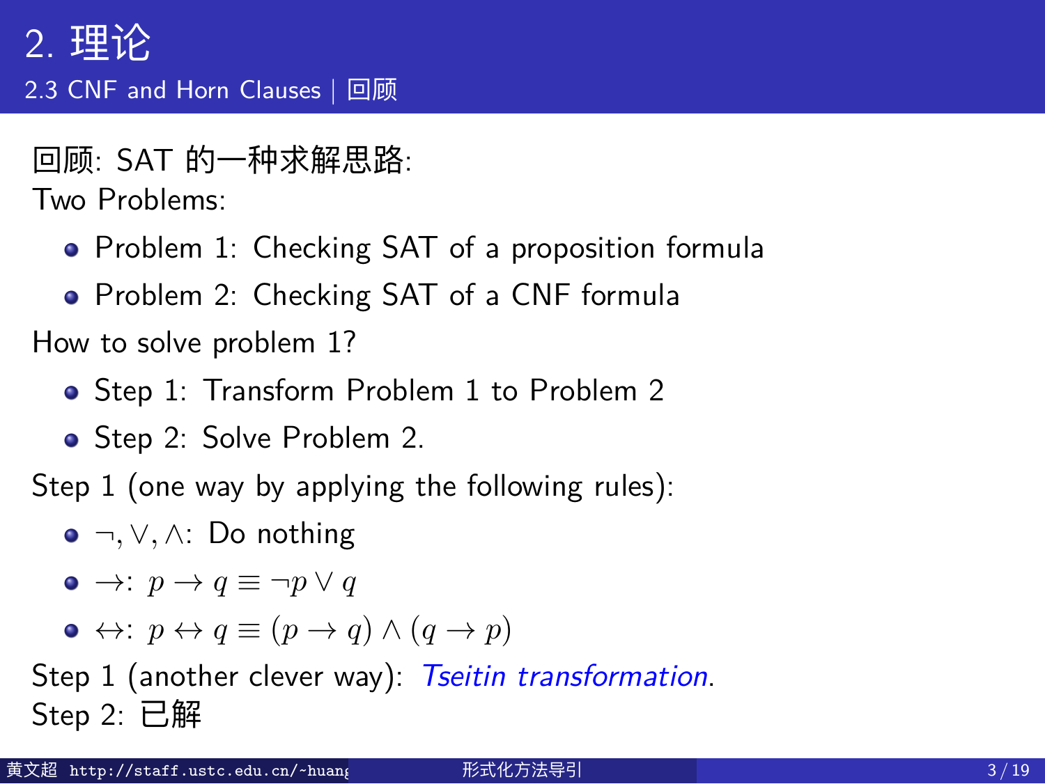# 2. 理论

## 2.3 CNF and Horn Clauses | 回顾

回顾: SAT 的一种求解思路:

Two Problems:

- Problem 1: Checking SAT of a proposition formula
- Problem 2: Checking SAT of a CNF formula

How to solve problem 1?

- Step 1: Transform Problem 1 to Problem 2
- Step 2: Solve Problem 2.

Step 1 (one way by applying the following rules):

- $\neg, \vee, \wedge$: Do nothing
- $\rightarrow$: $p \rightarrow q \equiv \neg p \vee q$
- $\leftrightarrow$: $p \leftrightarrow q \equiv (p \rightarrow q) \wedge (q \rightarrow p)$

Step 1 (another clever way): *Tseitin transformation*.

Step 2: 已解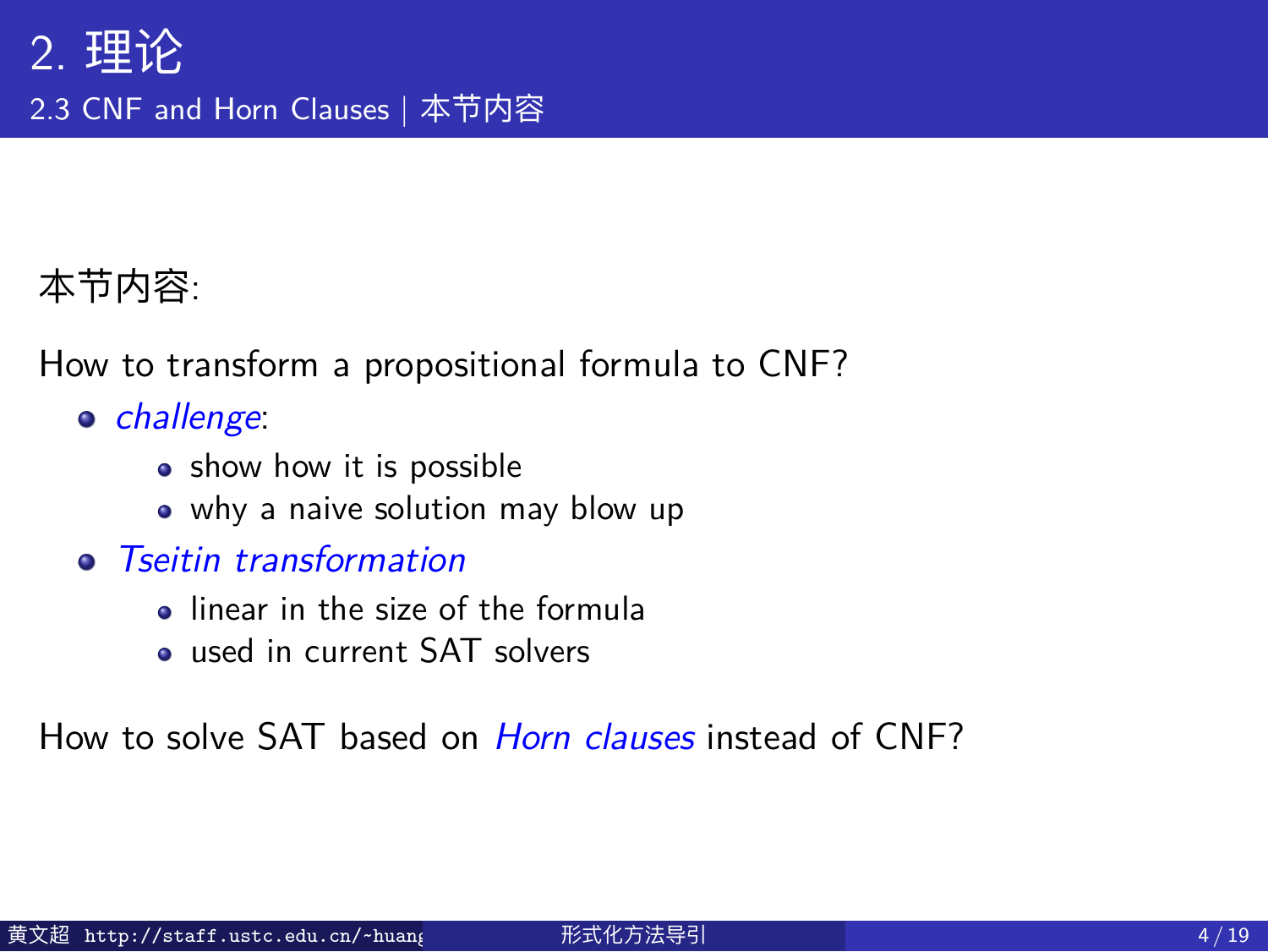# 2. 理论

## 2.3 CNF and Horn Clauses | 本节内容

本节内容:

How to transform a propositional formula to CNF?

- *challenge*:
  - show how it is possible
  - why a naive solution may blow up
- *Tseitin transformation*
  - linear in the size of the formula
  - used in current SAT solvers

How to solve SAT based on *Horn clauses* instead of CNF?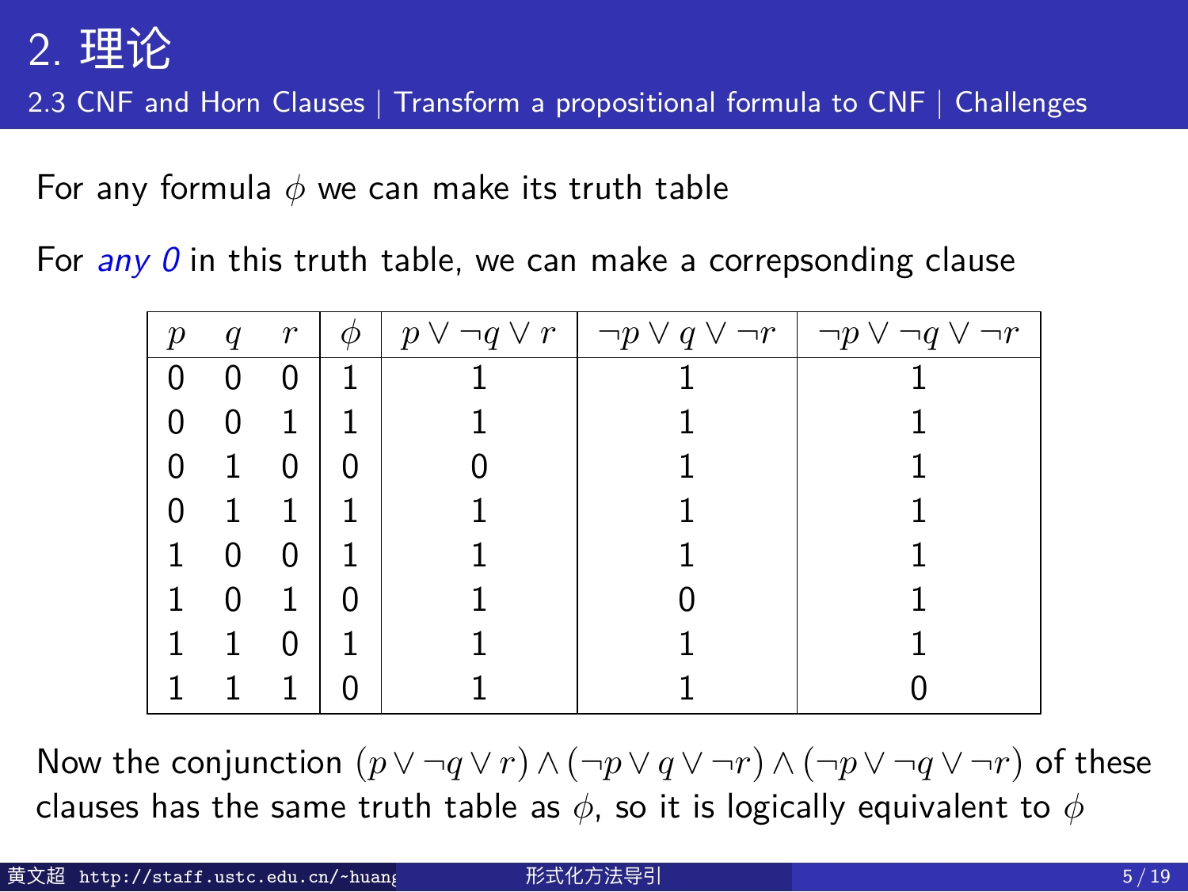# 2. 理论

## 2.3 CNF and Horn Clauses | Transform a propositional formula to CNF | Challenges

For any formula $\phi$ we can make its truth table

For *any 0* in this truth table, we can make a correpsonding clause

| $p$ | $q$ | $r$ | $\phi$ | $p \vee \neg q \vee r$ | $\neg p \vee q \vee \neg r$ | $\neg p \vee \neg q \vee \neg r$ |
|---|---|---|---|---|---|---|
| 0 | 0 | 0 | 1 | 1 | 1 | 1 |
| 0 | 0 | 1 | 1 | 1 | 1 | 1 |
| 0 | 1 | 0 | 0 | 0 | 1 | 1 |
| 0 | 1 | 1 | 1 | 1 | 1 | 1 |
| 1 | 0 | 0 | 1 | 1 | 1 | 1 |
| 1 | 0 | 1 | 0 | 1 | 0 | 1 |
| 1 | 1 | 0 | 1 | 1 | 1 | 1 |
| 1 | 1 | 1 | 0 | 1 | 1 | 0 |

Now the conjunction $(p \vee \neg q \vee r) \wedge (\neg p \vee q \vee \neg r) \wedge (\neg p \vee \neg q \vee \neg r)$ of these clauses has the same truth table as $\phi$, so it is logically equivalent to $\phi$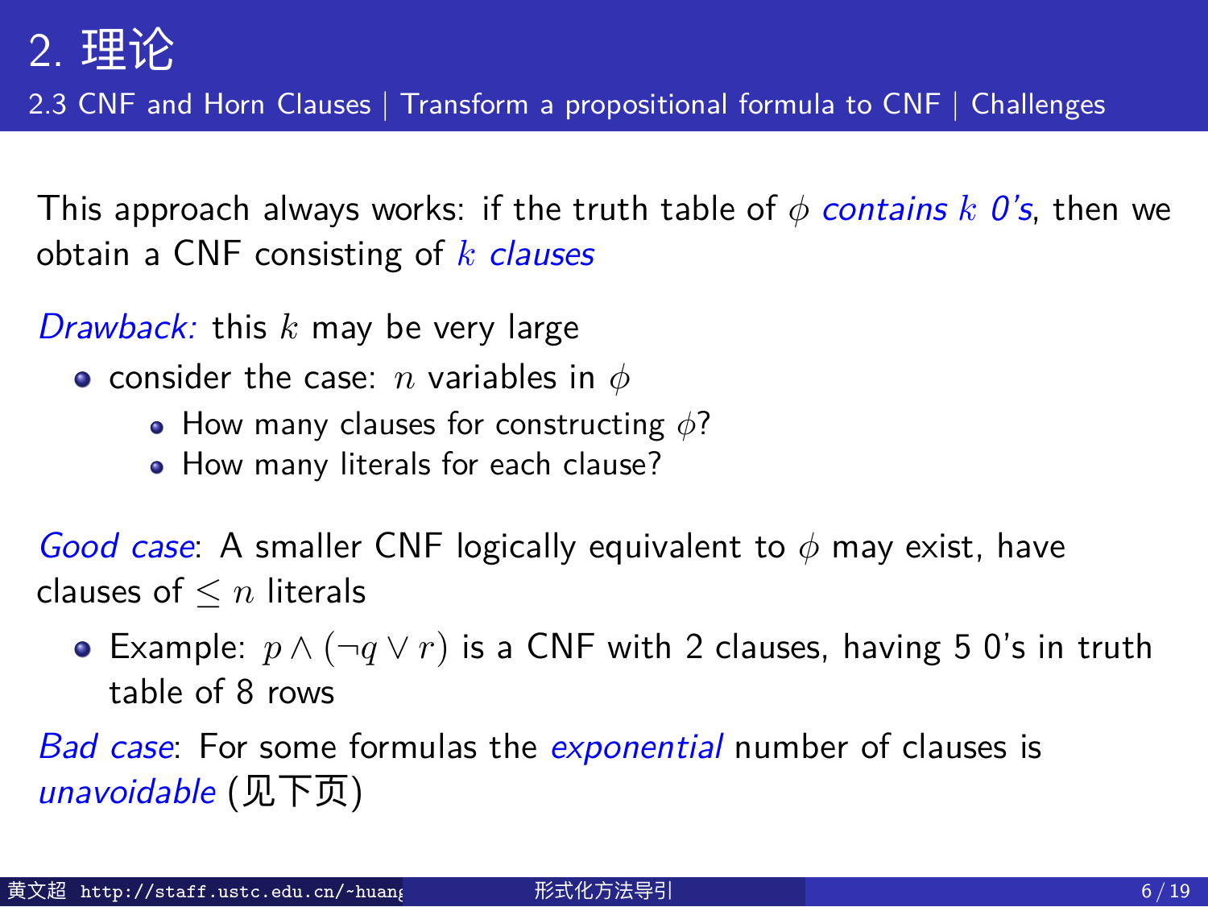## 2. 理论

### 2.3 CNF and Horn Clauses | Transform a propositional formula to CNF | Challenges

This approach always works: if the truth table of $\phi$ *contains $k$ 0's*, then we obtain a CNF consisting of *$k$ clauses*

*Drawback:* this $k$ may be very large

- consider the case: $n$ variables in $\phi$
  - How many clauses for constructing $\phi$?
  - How many literals for each clause?

*Good case*: A smaller CNF logically equivalent to $\phi$ may exist, have clauses of $\leq n$ literals

- Example: $p \wedge (\neg q \vee r)$ is a CNF with 2 clauses, having 5 0's in truth table of 8 rows

*Bad case*: For some formulas the *exponential* number of clauses is *unavoidable* (见下页)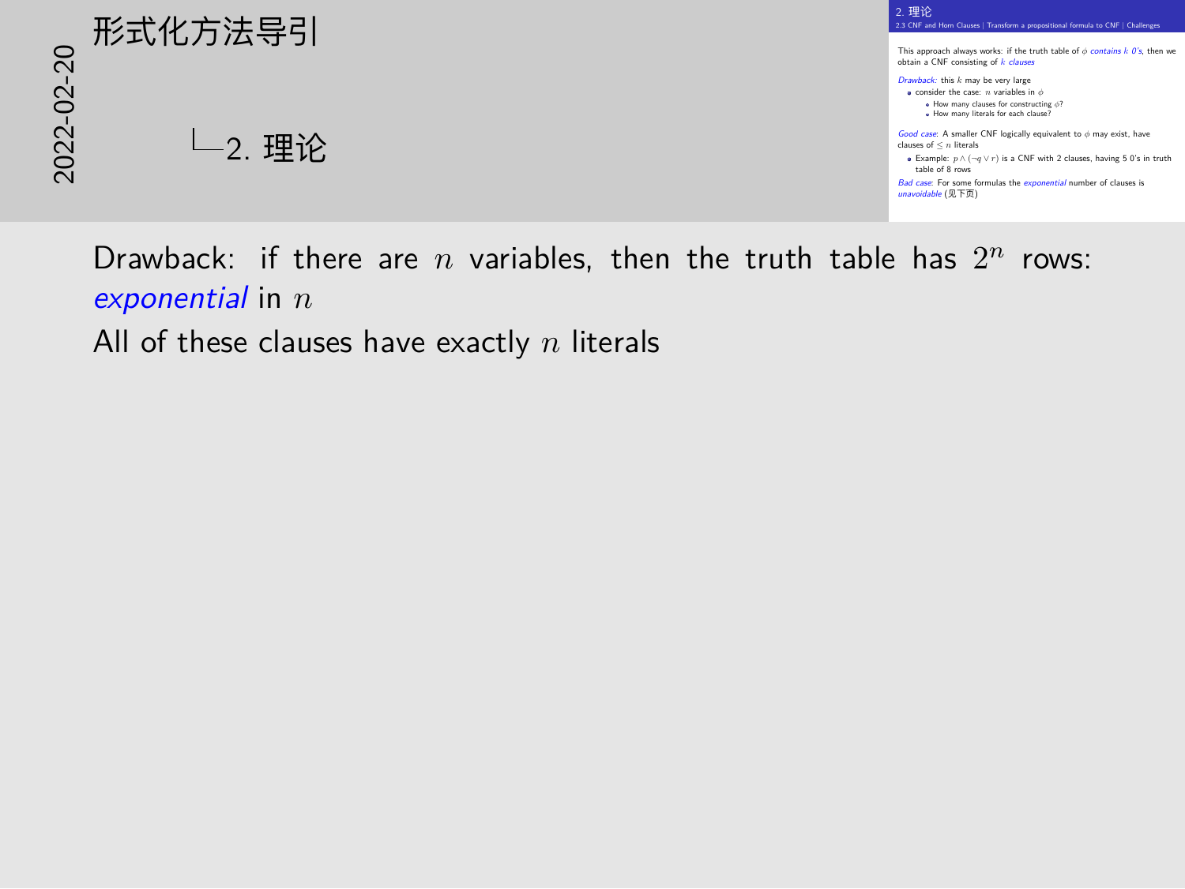# 形式化方法导引

2022-02-20

└2. 理论

## 2. 理论

2.3 CNF and Horn Clauses | Transform a propositional formula to CNF | Challenges

This approach always works: if the truth table of $\phi$ *contains $k$ 0's*, then we obtain a CNF consisting of *$k$ clauses*

*Drawback:* this $k$ may be very large

- consider the case: $n$ variables in $\phi$
  - How many clauses for constructing $\phi$?
  - How many literals for each clause?

*Good case:* A smaller CNF logically equivalent to $\phi$ may exist, have clauses of $\leq n$ literals

- Example: $p \wedge (\neg q \vee r)$ is a CNF with 2 clauses, having 5 0's in truth table of 8 rows

*Bad case:* For some formulas the *exponential* number of clauses is *unavoidable* (见下页)

---

Drawback: if there are $n$ variables, then the truth table has $2^n$ rows: *exponential* in $n$

All of these clauses have exactly $n$ literals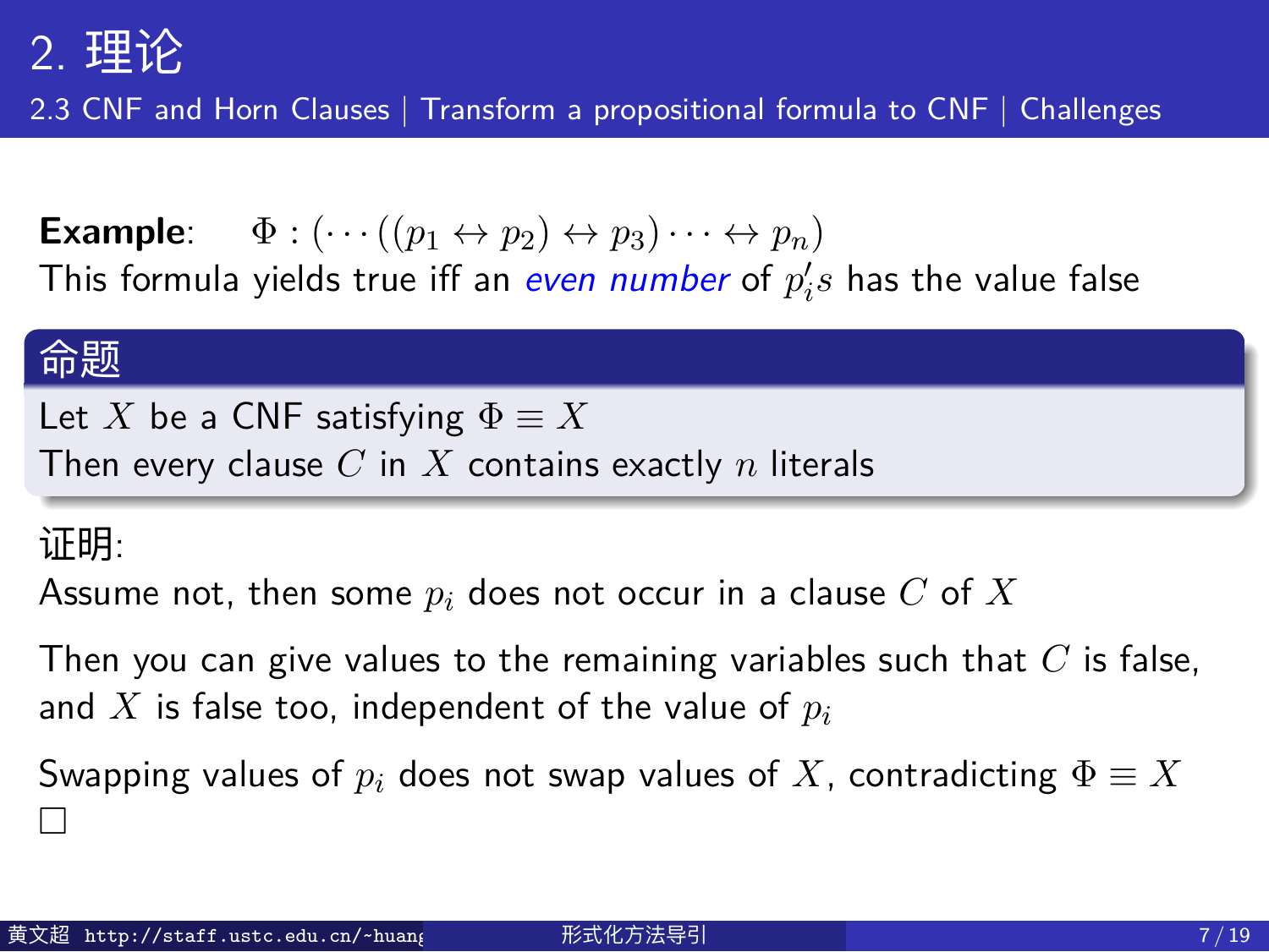# 2. 理论

## 2.3 CNF and Horn Clauses | Transform a propositional formula to CNF | Challenges

**Example**: $\Phi : (\cdots((p_1 \leftrightarrow p_2) \leftrightarrow p_3) \cdots \leftrightarrow p_n)$

This formula yields true iff an *even number* of $p_i's$ has the value false

**命题**

Let $X$ be a CNF satisfying $\Phi \equiv X$

Then every clause $C$ in $X$ contains exactly $n$ literals

证明:

Assume not, then some $p_i$ does not occur in a clause $C$ of $X$

Then you can give values to the remaining variables such that $C$ is false, and $X$ is false too, independent of the value of $p_i$

Swapping values of $p_i$ does not swap values of $X$, contradicting $\Phi \equiv X$

□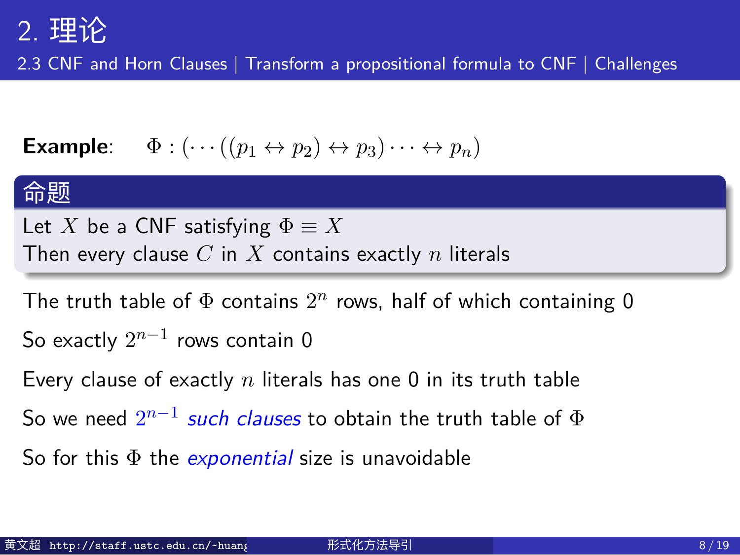# 2. 理论

## 2.3 CNF and Horn Clauses | Transform a propositional formula to CNF | Challenges

**Example**: $\Phi : (\cdots((p_1 \leftrightarrow p_2) \leftrightarrow p_3) \cdots \leftrightarrow p_n)$

**命题**

Let $X$ be a CNF satisfying $\Phi \equiv X$
Then every clause $C$ in $X$ contains exactly $n$ literals

The truth table of $\Phi$ contains $2^n$ rows, half of which containing 0

So exactly $2^{n-1}$ rows contain 0

Every clause of exactly $n$ literals has one 0 in its truth table

So we need $2^{n-1}$ *such clauses* to obtain the truth table of $\Phi$

So for this $\Phi$ the *exponential* size is unavoidable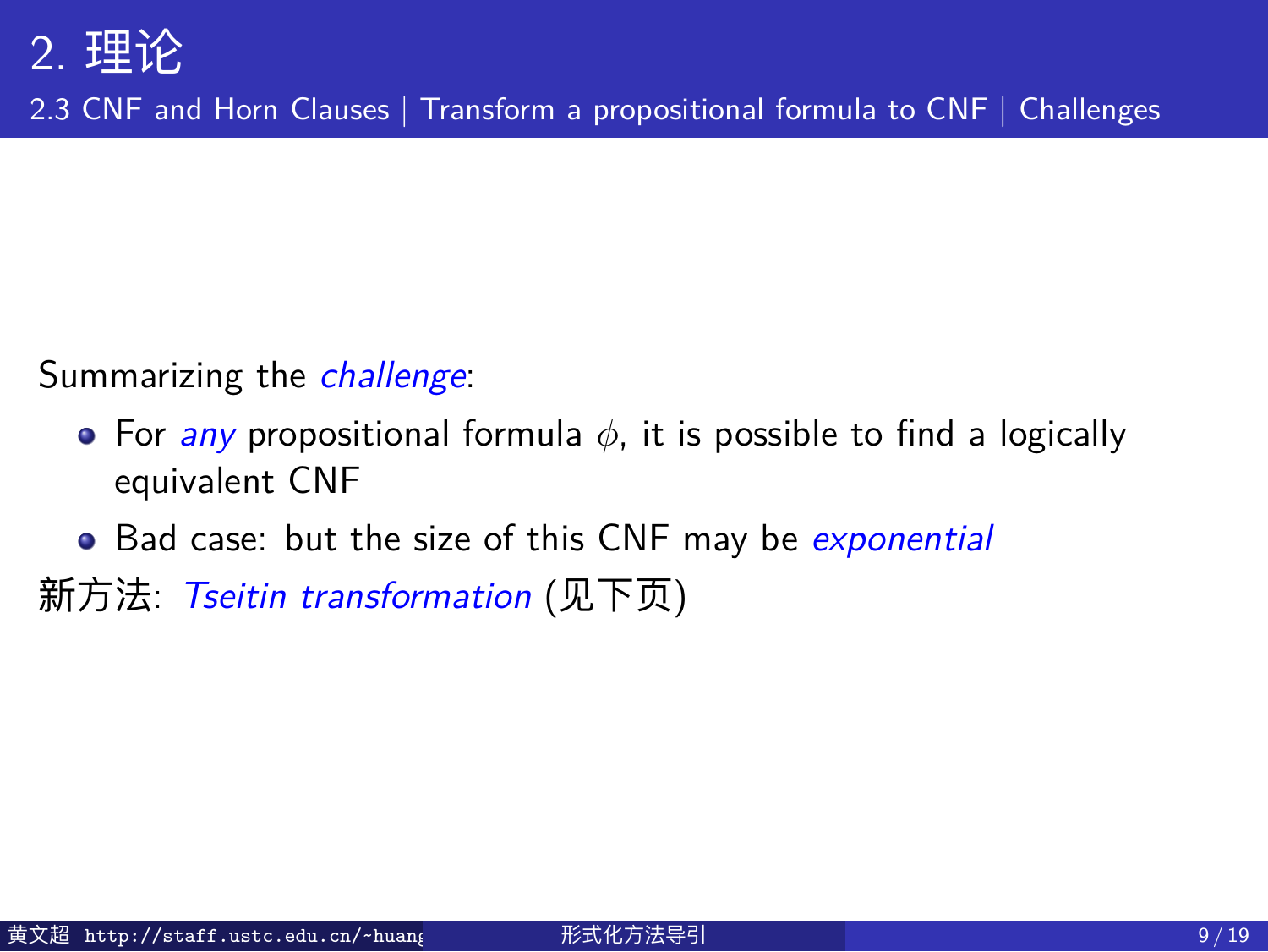# 2. 理论

## 2.3 CNF and Horn Clauses | Transform a propositional formula to CNF | Challenges

Summarizing the *challenge*:

- For *any* propositional formula $\phi$, it is possible to find a logically equivalent CNF
- Bad case: but the size of this CNF may be *exponential*

新方法: *Tseitin transformation* (见下页)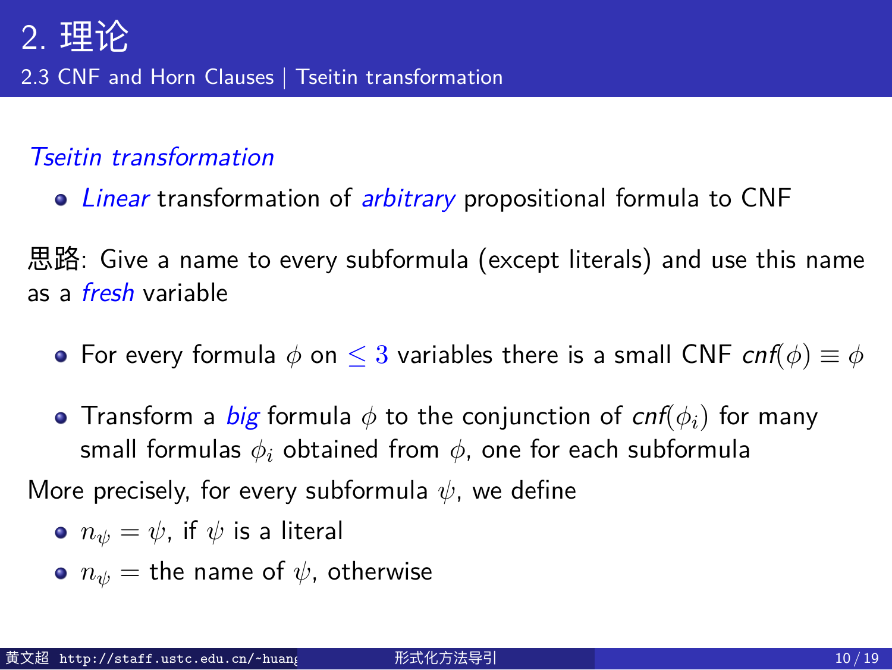## 2. 理论

### 2.3 CNF and Horn Clauses | Tseitin transformation

*Tseitin transformation*

- *Linear* transformation of *arbitrary* propositional formula to CNF

思路: Give a name to every subformula (except literals) and use this name as a *fresh* variable

- For every formula $\phi$ on $\leq 3$ variables there is a small CNF *cnf*$(\phi) \equiv \phi$
- Transform a *big* formula $\phi$ to the conjunction of *cnf*$(\phi_i)$ for many small formulas $\phi_i$ obtained from $\phi$, one for each subformula

More precisely, for every subformula $\psi$, we define

- $n_\psi = \psi$, if $\psi$ is a literal
- $n_\psi =$ the name of $\psi$, otherwise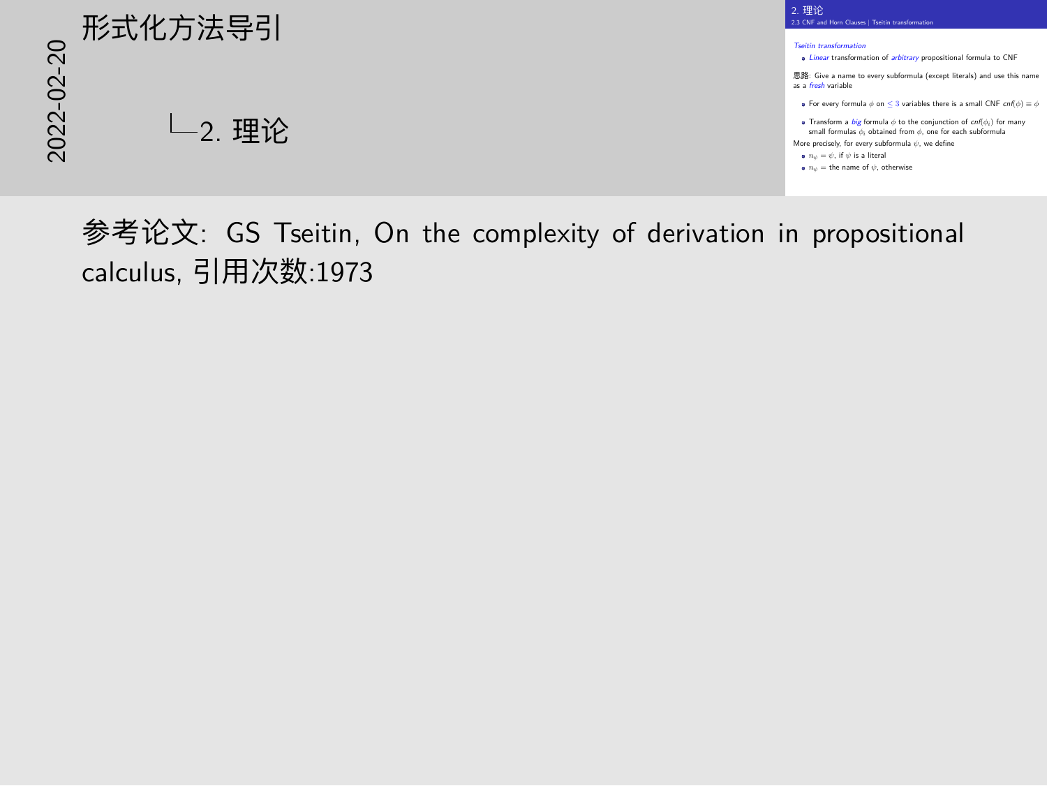# 形式化方法导引

2022-02-20

## 2. 理论

### 2. 理论

2.3 CNF and Horn Clauses | Tseitin transformation

*Tseitin transformation*

- *Linear* transformation of *arbitrary* propositional formula to CNF

思路: Give a name to every subformula (except literals) and use this name as a *fresh* variable

- For every formula $\phi$ on $\leq 3$ variables there is a small CNF $cnf(\phi) \equiv \phi$
- Transform a *big* formula $\phi$ to the conjunction of $cnf(\phi_i)$ for many small formulas $\phi_i$ obtained from $\phi$, one for each subformula

More precisely, for every subformula $\psi$, we define

- $n_\psi = \psi$, if $\psi$ is a literal
- $n_\psi =$ the name of $\psi$, otherwise

参考论文: GS Tseitin, On the complexity of derivation in propositional calculus, 引用次数:1973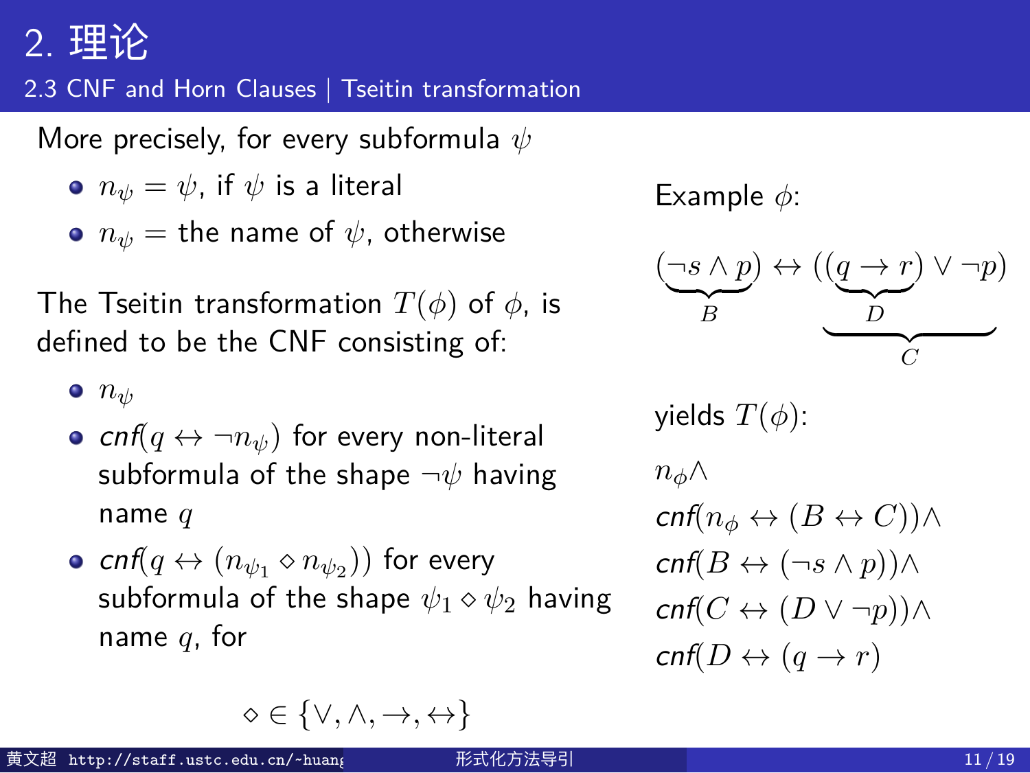# 2. 理论

## 2.3 CNF and Horn Clauses | Tseitin transformation

More precisely, for every subformula $\psi$

- $n_\psi = \psi$, if $\psi$ is a literal
- $n_\psi =$ the name of $\psi$, otherwise

The Tseitin transformation $T(\phi)$ of $\phi$, is defined to be the CNF consisting of:

- $n_\psi$
- *cnf*$(q \leftrightarrow \neg n_\psi)$ for every non-literal subformula of the shape $\neg\psi$ having name $q$
- *cnf*$(q \leftrightarrow (n_{\psi_1} \diamond n_{\psi_2}))$ for every subformula of the shape $\psi_1 \diamond \psi_2$ having name $q$, for

$$\diamond \in \{\vee, \wedge, \rightarrow, \leftrightarrow\}$$

Example $\phi$:

$$\underbrace{(\neg s \wedge p)}_{B} \leftrightarrow \underbrace{(\underbrace{(q \rightarrow r)}_{D} \vee \neg p)}_{C}$$

yields $T(\phi)$:

$n_\phi \wedge$

*cnf*$(n_\phi \leftrightarrow (B \leftrightarrow C)) \wedge$

*cnf*$(B \leftrightarrow (\neg s \wedge p)) \wedge$

*cnf*$(C \leftrightarrow (D \vee \neg p)) \wedge$

*cnf*$(D \leftrightarrow (q \rightarrow r))$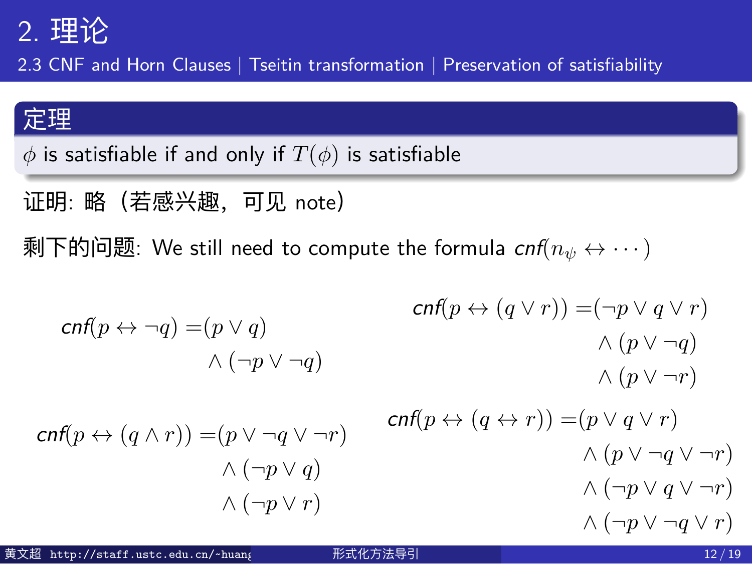## 定理

$\phi$ is satisfiable if and only if $T(\phi)$ is satisfiable

证明: 略（若感兴趣，可见 note）

剩下的问题: We still need to compute the formula *cnf*$(n_\psi \leftrightarrow \cdots)$

$$
\textit{cnf}(p \leftrightarrow \neg q) = (p \vee q) \wedge (\neg p \vee \neg q)
$$

$$
\textit{cnf}(p \leftrightarrow (q \vee r)) = (\neg p \vee q \vee r) \wedge (p \vee \neg q) \wedge (p \vee \neg r)
$$

$$
\textit{cnf}(p \leftrightarrow (q \wedge r)) = (p \vee \neg q \vee \neg r) \wedge (\neg p \vee q) \wedge (\neg p \vee r)
$$

$$
\textit{cnf}(p \leftrightarrow (q \leftrightarrow r)) = (p \vee q \vee r) \wedge (p \vee \neg q \vee \neg r) \wedge (\neg p \vee q \vee \neg r) \wedge (\neg p \vee \neg q \vee r)
$$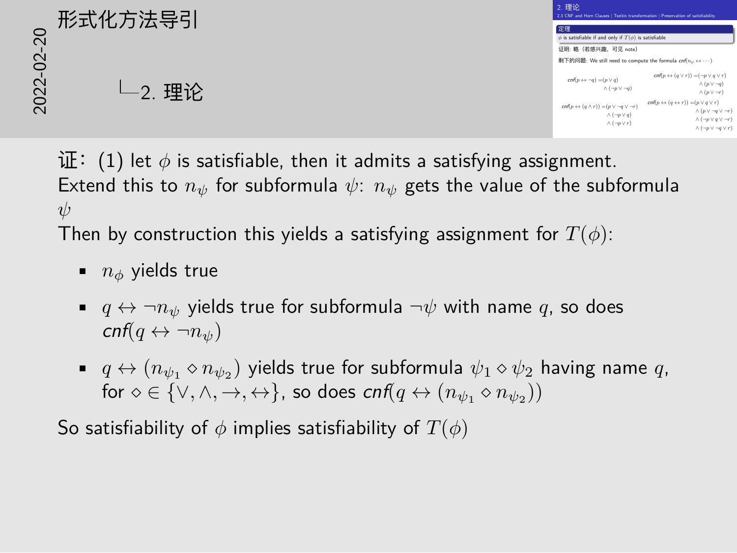# 形式化方法导引

## 2. 理论

### 2.3 CNF and Horn Clauses | Tseitin transformation | Preservation of satisfiability

**定理**

$\phi$ is satisfiable if and only if $T(\phi)$ is satisfiable

证明: 略（若感兴趣，可见 note）

剩下的问题: We still need to compute the formula $cnf(n_\psi \leftrightarrow \cdots)$

$$cnf(p \leftrightarrow \neg q) = (p \vee q) \wedge (\neg p \vee \neg q)$$

$$cnf(p \leftrightarrow (q \vee r)) = (\neg p \vee q \vee r) \wedge (p \vee \neg q) \wedge (p \vee \neg r)$$

$$cnf(p \leftrightarrow (q \wedge r)) = (p \vee \neg q \vee \neg r) \wedge (\neg p \vee q) \wedge (\neg p \vee r)$$

$$cnf(p \leftrightarrow (q \leftrightarrow r)) = (p \vee q \vee r) \wedge (p \vee \neg q \vee \neg r) \wedge (\neg p \vee q \vee \neg r) \wedge (\neg p \vee \neg q \vee r)$$

证：(1) let $\phi$ is satisfiable, then it admits a satisfying assignment. Extend this to $n_\psi$ for subformula $\psi$: $n_\psi$ gets the value of the subformula $\psi$

Then by construction this yields a satisfying assignment for $T(\phi)$:

- $n_\phi$ yields true
- $q \leftrightarrow \neg n_\psi$ yields true for subformula $\neg\psi$ with name $q$, so does $cnf(q \leftrightarrow \neg n_\psi)$
- $q \leftrightarrow (n_{\psi_1} \diamond n_{\psi_2})$ yields true for subformula $\psi_1 \diamond \psi_2$ having name $q$, for $\diamond \in \{\vee, \wedge, \rightarrow, \leftrightarrow\}$, so does $cnf(q \leftrightarrow (n_{\psi_1} \diamond n_{\psi_2}))$

So satisfiability of $\phi$ implies satisfiability of $T(\phi)$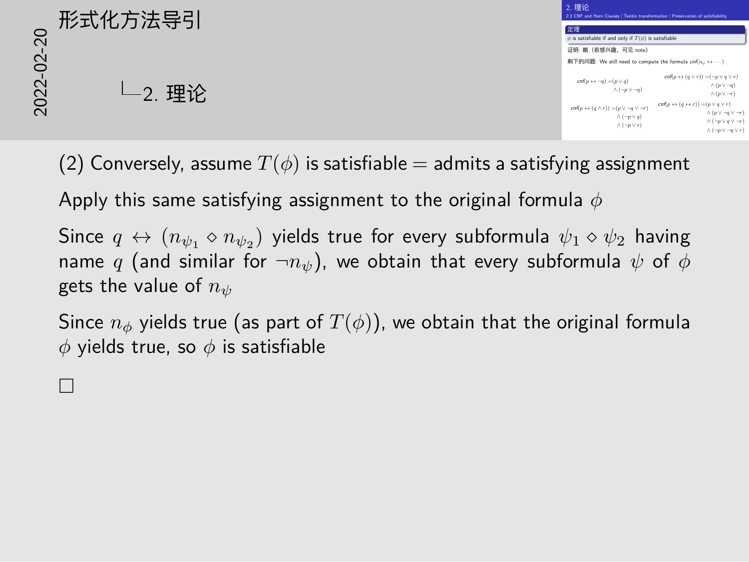# 形式化方法导引

## 2. 理论

### 2.3 CNF and Horn Clauses | Tseitin transformation | Preservation of satisfiability

**定理**

$\phi$ is satisfiable if and only if $T(\phi)$ is satisfiable

证明: 略（若感兴趣，可见 note）

剩下的问题: We still need to compute the formula $cnf(n_\psi \leftrightarrow \cdots)$

$$cnf(p \leftrightarrow \neg q) = (p \vee q) \wedge (\neg p \vee \neg q)$$

$$cnf(p \leftrightarrow (q \vee r)) = (\neg p \vee q \vee r) \wedge (p \vee \neg q) \wedge (p \vee \neg r)$$

$$cnf(p \leftrightarrow (q \wedge r)) = (p \vee \neg q \vee \neg r) \wedge (\neg p \vee q) \wedge (\neg p \vee r)$$

$$cnf(p \leftrightarrow (q \leftrightarrow r)) = (p \vee q \vee r) \wedge (p \vee \neg q \vee \neg r) \wedge (\neg p \vee q \vee \neg r) \wedge (\neg p \vee \neg q \vee r)$$

(2) Conversely, assume $T(\phi)$ is satisfiable = admits a satisfying assignment

Apply this same satisfying assignment to the original formula $\phi$

Since $q \leftrightarrow (n_{\psi_1} \diamond n_{\psi_2})$ yields true for every subformula $\psi_1 \diamond \psi_2$ having name $q$ (and similar for $\neg n_\psi$), we obtain that every subformula $\psi$ of $\phi$ gets the value of $n_\psi$

Since $n_\phi$ yields true (as part of $T(\phi)$), we obtain that the original formula $\phi$ yields true, so $\phi$ is satisfiable

□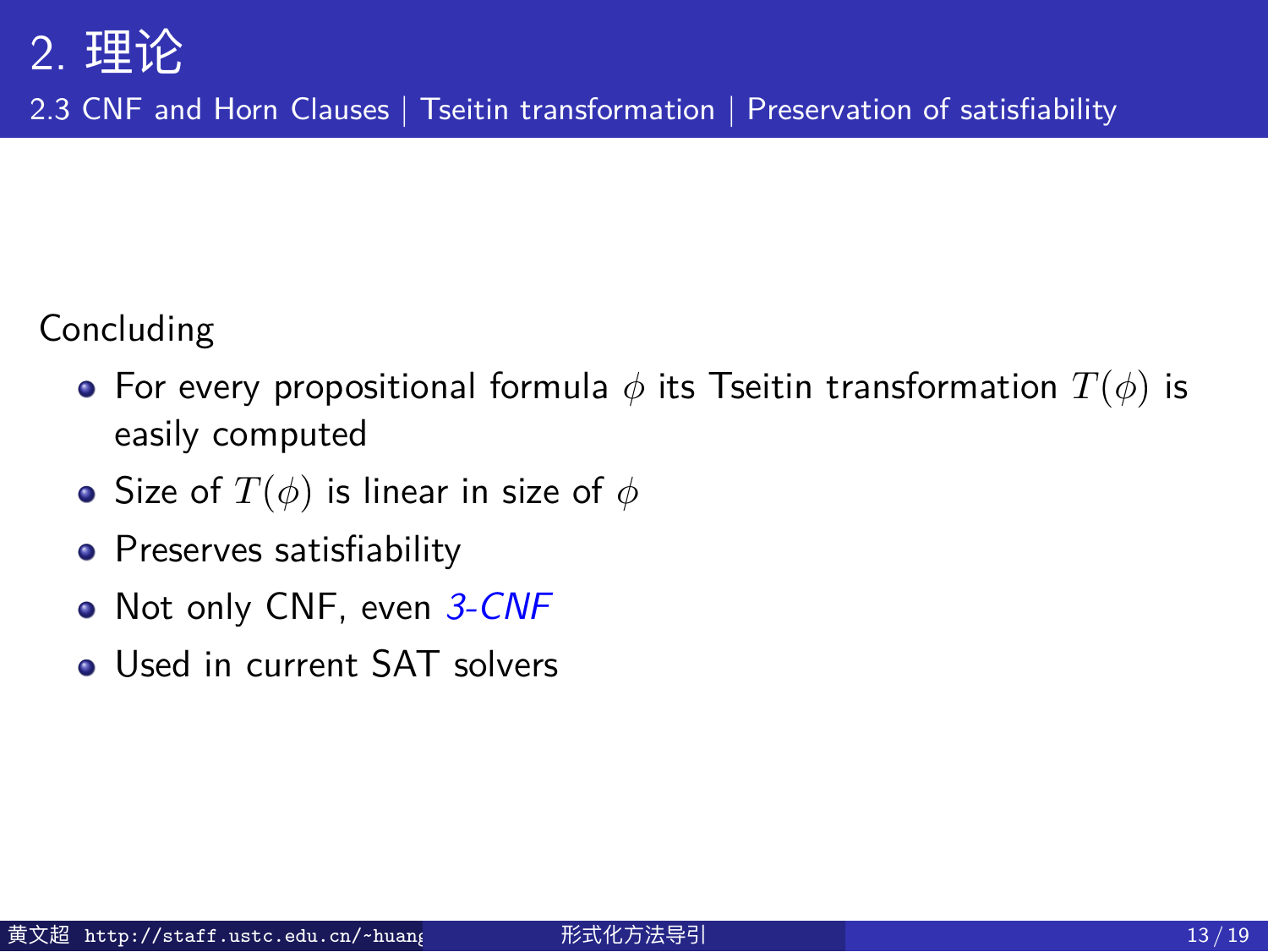## 2. 理论

### 2.3 CNF and Horn Clauses | Tseitin transformation | Preservation of satisfiability

Concluding

- For every propositional formula $\phi$ its Tseitin transformation $T(\phi)$ is easily computed
- Size of $T(\phi)$ is linear in size of $\phi$
- Preserves satisfiability
- Not only CNF, even *3-CNF*
- Used in current SAT solvers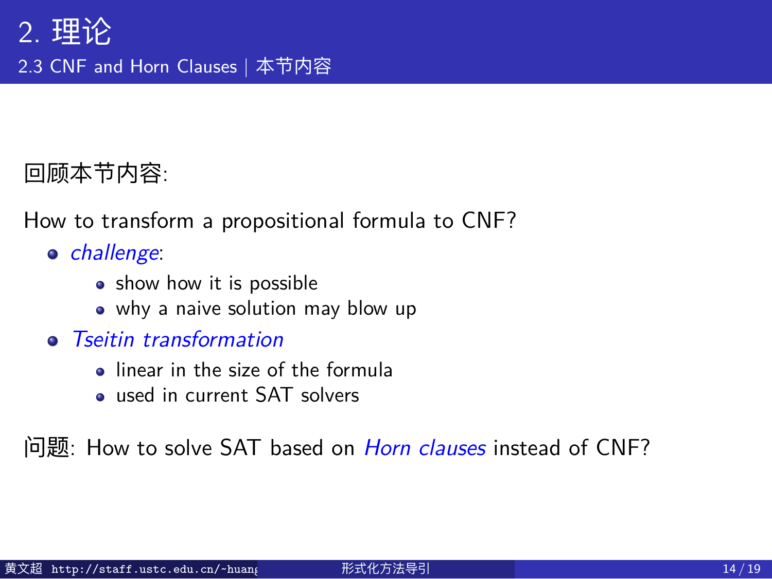# 2. 理论

## 2.3 CNF and Horn Clauses | 本节内容

回顾本节内容:

How to transform a propositional formula to CNF?

- *challenge*:
  - show how it is possible
  - why a naive solution may blow up
- *Tseitin transformation*
  - linear in the size of the formula
  - used in current SAT solvers

问题: How to solve SAT based on *Horn clauses* instead of CNF?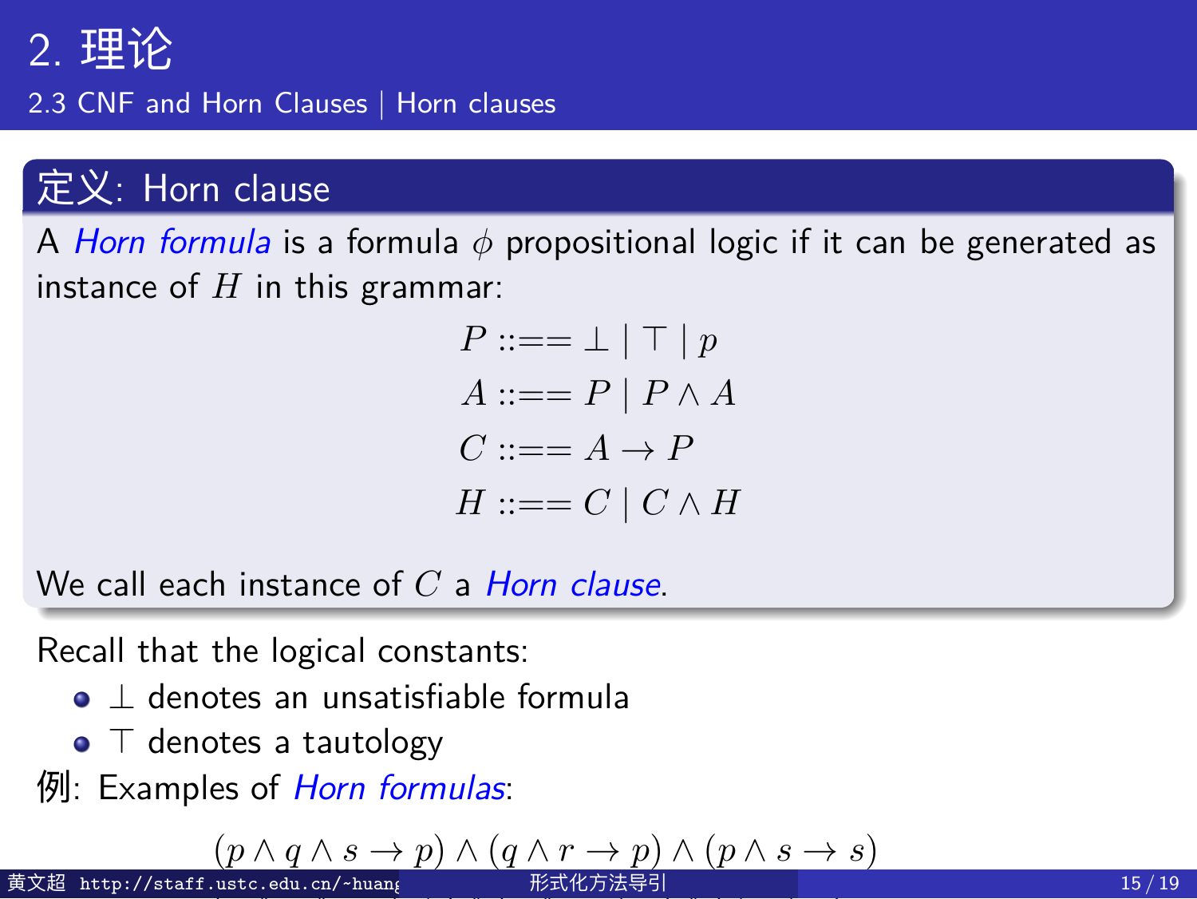## 2. 理论

### 2.3 CNF and Horn Clauses | Horn clauses

**定义: Horn clause**

A *Horn formula* is a formula $\phi$ propositional logic if it can be generated as instance of $H$ in this grammar:

$$
\begin{aligned}
P &::== \bot \mid \top \mid p \\
A &::== P \mid P \wedge A \\
C &::== A \rightarrow P \\
H &::== C \mid C \wedge H
\end{aligned}
$$

We call each instance of $C$ a *Horn clause*.

Recall that the logical constants:

- $\bot$ denotes an unsatisfiable formula
- $\top$ denotes a tautology

例: Examples of *Horn formulas*:

$$(p \wedge q \wedge s \rightarrow p) \wedge (q \wedge r \rightarrow p) \wedge (p \wedge s \rightarrow s)$$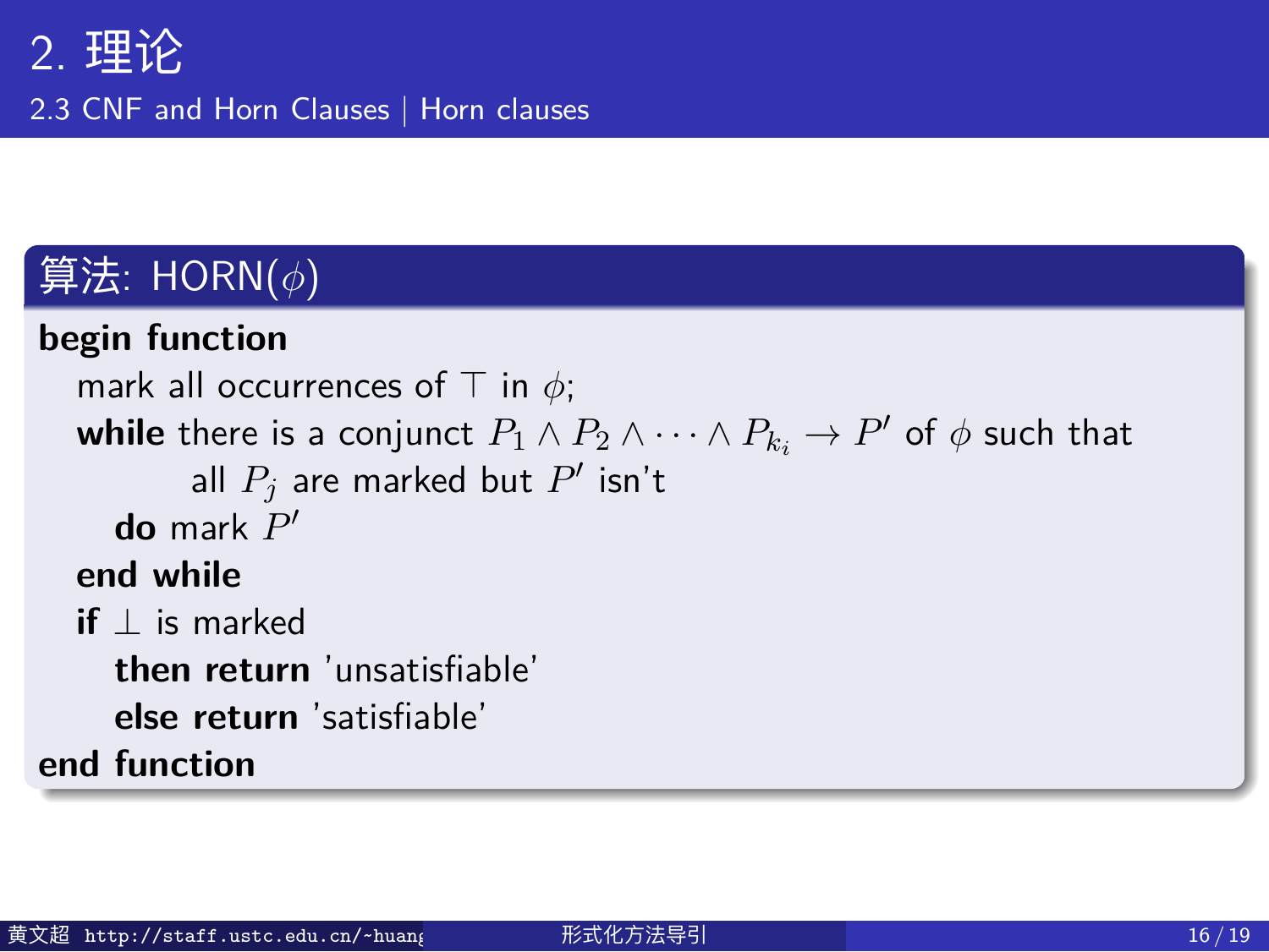# 2. 理论

## 2.3 CNF and Horn Clauses | Horn clauses

### 算法: HORN($\phi$)

**begin function**
  mark all occurrences of $\top$ in $\phi$;
  **while** there is a conjunct $P_1 \wedge P_2 \wedge \cdots \wedge P_{k_i} \rightarrow P'$ of $\phi$ such that
      all $P_j$ are marked but $P'$ isn't
    **do** mark $P'$
  **end while**
  **if** $\bot$ is marked
    **then return** 'unsatisfiable'
    **else return** 'satisfiable'
**end function**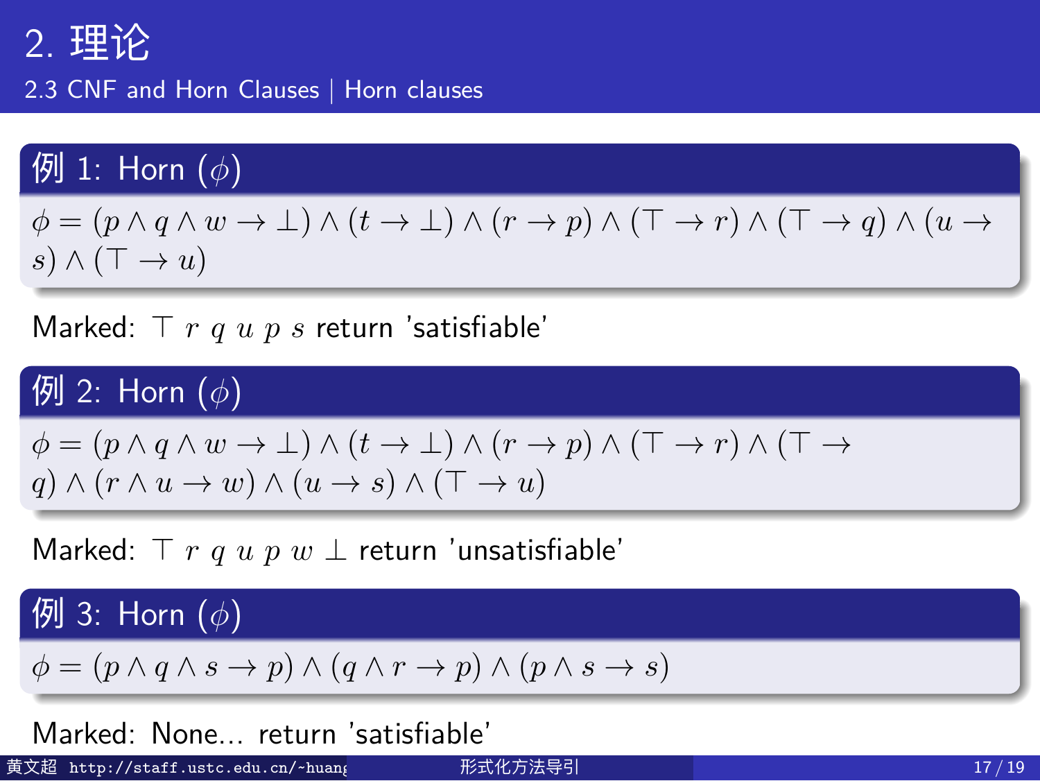# 2. 理论

## 2.3 CNF and Horn Clauses | Horn clauses

### 例 1: Horn ($\phi$)

$\phi = (p \wedge q \wedge w \to \bot) \wedge (t \to \bot) \wedge (r \to p) \wedge (\top \to r) \wedge (\top \to q) \wedge (u \to s) \wedge (\top \to u)$

Marked: $\top$ $r$ $q$ $u$ $p$ $s$ return 'satisfiable'

### 例 2: Horn ($\phi$)

$\phi = (p \wedge q \wedge w \to \bot) \wedge (t \to \bot) \wedge (r \to p) \wedge (\top \to r) \wedge (\top \to q) \wedge (r \wedge u \to w) \wedge (u \to s) \wedge (\top \to u)$

Marked: $\top$ $r$ $q$ $u$ $p$ $w$ $\bot$ return 'unsatisfiable'

### 例 3: Horn ($\phi$)

$\phi = (p \wedge q \wedge s \to p) \wedge (q \wedge r \to p) \wedge (p \wedge s \to s)$

Marked: None... return 'satisfiable'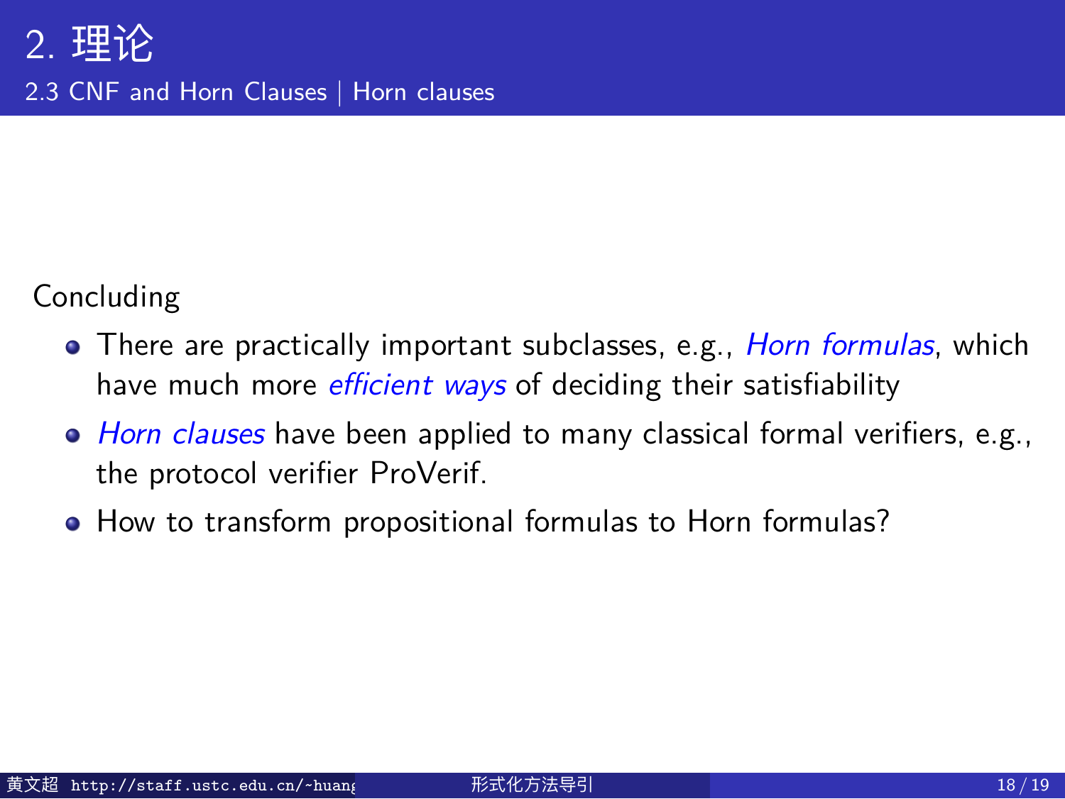# 2. 理论

## 2.3 CNF and Horn Clauses | Horn clauses

Concluding

- There are practically important subclasses, e.g., *Horn formulas*, which have much more *efficient ways* of deciding their satisfiability
- *Horn clauses* have been applied to many classical formal verifiers, e.g., the protocol verifier ProVerif.
- How to transform propositional formulas to Horn formulas?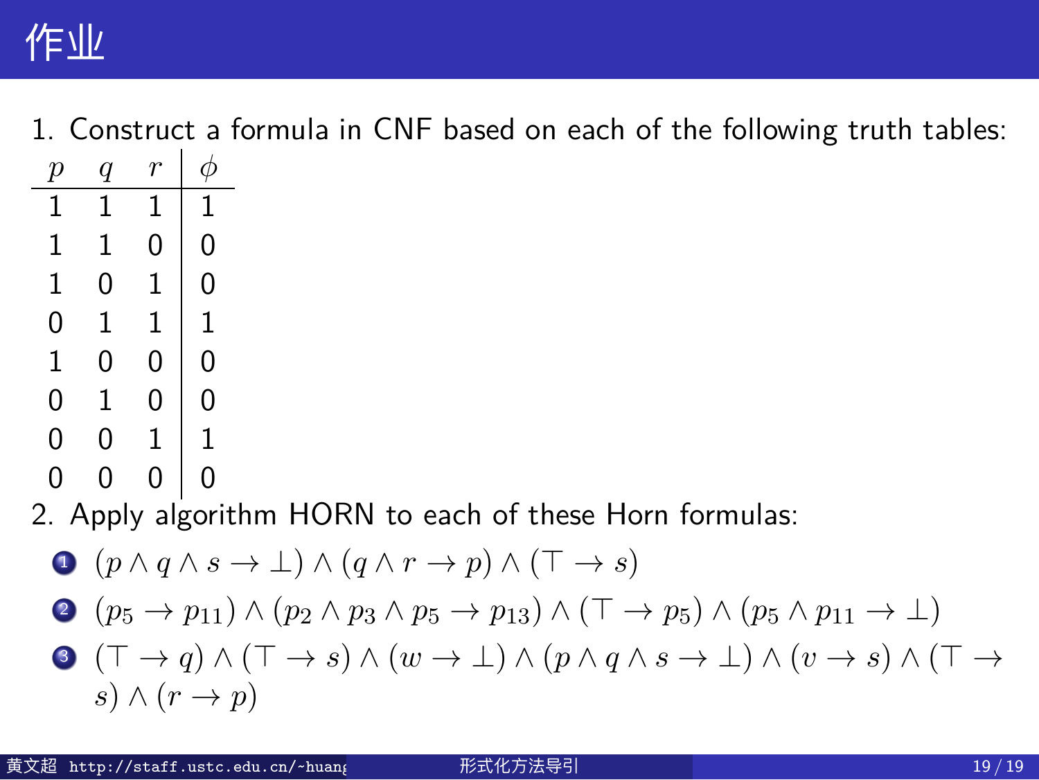# 作业

1. Construct a formula in CNF based on each of the following truth tables:

| $p$ | $q$ | $r$ | $\phi$ |
|---|---|---|---|
| 1 | 1 | 1 | 1 |
| 1 | 1 | 0 | 0 |
| 1 | 0 | 1 | 0 |
| 0 | 1 | 1 | 1 |
| 1 | 0 | 0 | 0 |
| 0 | 1 | 0 | 0 |
| 0 | 0 | 1 | 1 |
| 0 | 0 | 0 | 0 |

2. Apply algorithm HORN to each of these Horn formulas:

   1. $(p \wedge q \wedge s \rightarrow \bot) \wedge (q \wedge r \rightarrow p) \wedge (\top \rightarrow s)$
   2. $(p_5 \rightarrow p_{11}) \wedge (p_2 \wedge p_3 \wedge p_5 \rightarrow p_{13}) \wedge (\top \rightarrow p_5) \wedge (p_5 \wedge p_{11} \rightarrow \bot)$
   3. $(\top \rightarrow q) \wedge (\top \rightarrow s) \wedge (w \rightarrow \bot) \wedge (p \wedge q \wedge s \rightarrow \bot) \wedge (v \rightarrow s) \wedge (\top \rightarrow s) \wedge (r \rightarrow p)$